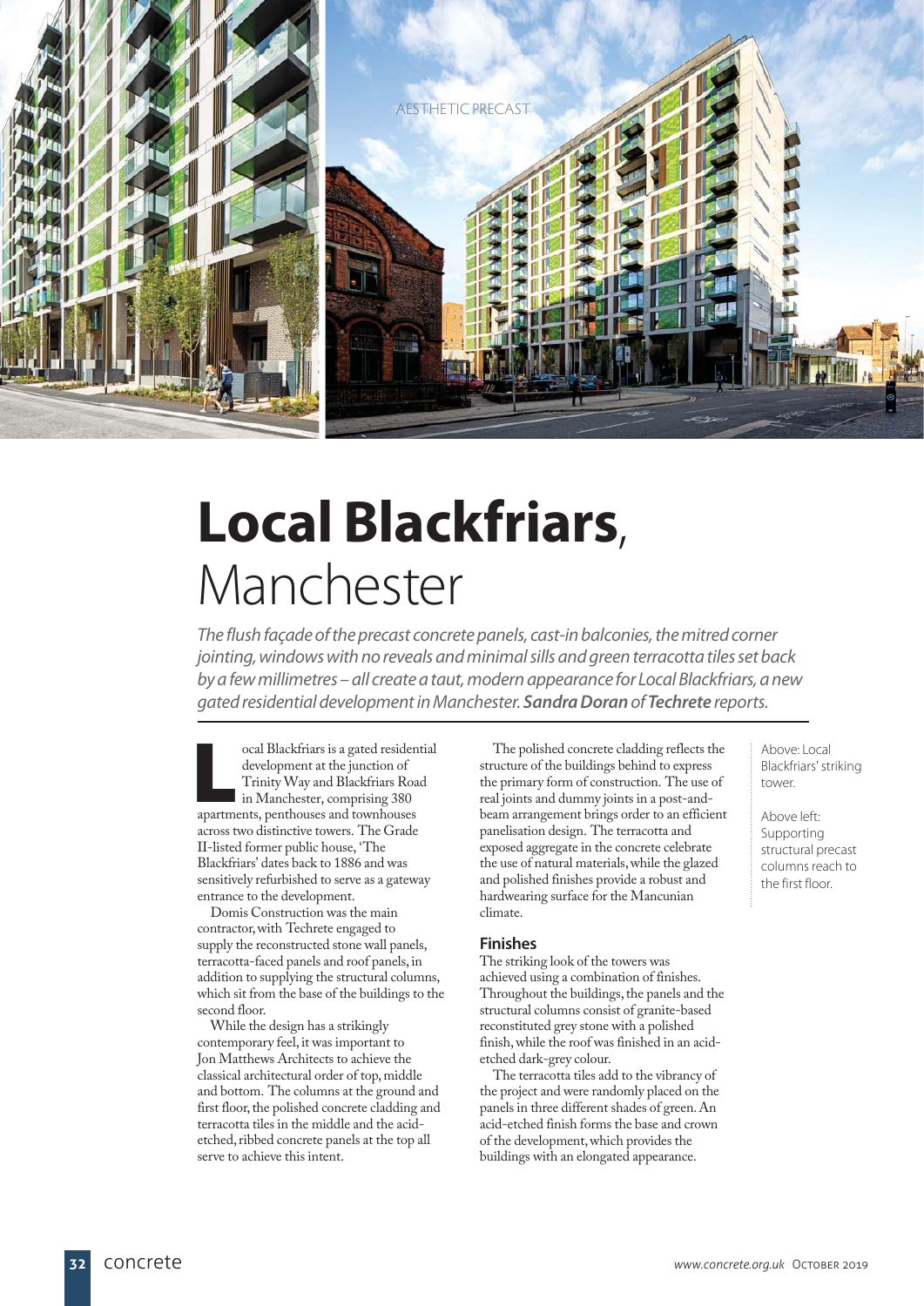AESTHETIC PRECAST

# **Local Blackfriars**, Manchester

*The flush façade of the precast concrete panels, cast-in balconies, the mitred corner jointing, windows with no reveals and minimal sills and green terracotta tiles set back by a few millimetres – all create a taut, modern appearance for Local Blackfriars, a new gated residential development in Manchester.* ***Sandra Doran*** *of* ***Techrete*** *reports.*

Local Blackfriars is a gated residential development at the junction of Trinity Way and Blackfriars Road in Manchester, comprising 380 apartments, penthouses and townhouses across two distinctive towers. The Grade II-listed former public house, 'The Blackfriars' dates back to 1886 and was sensitively refurbished to serve as a gateway entrance to the development.

Domis Construction was the main contractor, with Techrete engaged to supply the reconstructed stone wall panels, terracotta-faced panels and roof panels, in addition to supplying the structural columns, which sit from the base of the buildings to the second floor.

While the design has a strikingly contemporary feel, it was important to Jon Matthews Architects to achieve the classical architectural order of top, middle and bottom. The columns at the ground and first floor, the polished concrete cladding and terracotta tiles in the middle and the acid-etched, ribbed concrete panels at the top all serve to achieve this intent.

The polished concrete cladding reflects the structure of the buildings behind to express the primary form of construction. The use of real joints and dummy joints in a post-and-beam arrangement brings order to an efficient panelisation design. The terracotta and exposed aggregate in the concrete celebrate the use of natural materials, while the glazed and polished finishes provide a robust and hardwearing surface for the Mancunian climate.

## Finishes

The striking look of the towers was achieved using a combination of finishes. Throughout the buildings, the panels and the structural columns consist of granite-based reconstituted grey stone with a polished finish, while the roof was finished in an acid-etched dark-grey colour.

The terracotta tiles add to the vibrancy of the project and were randomly placed on the panels in three different shades of green. An acid-etched finish forms the base and crown of the development, which provides the buildings with an elongated appearance.

Above: Local Blackfriars' striking tower.

Above left: Supporting structural precast columns reach to the first floor.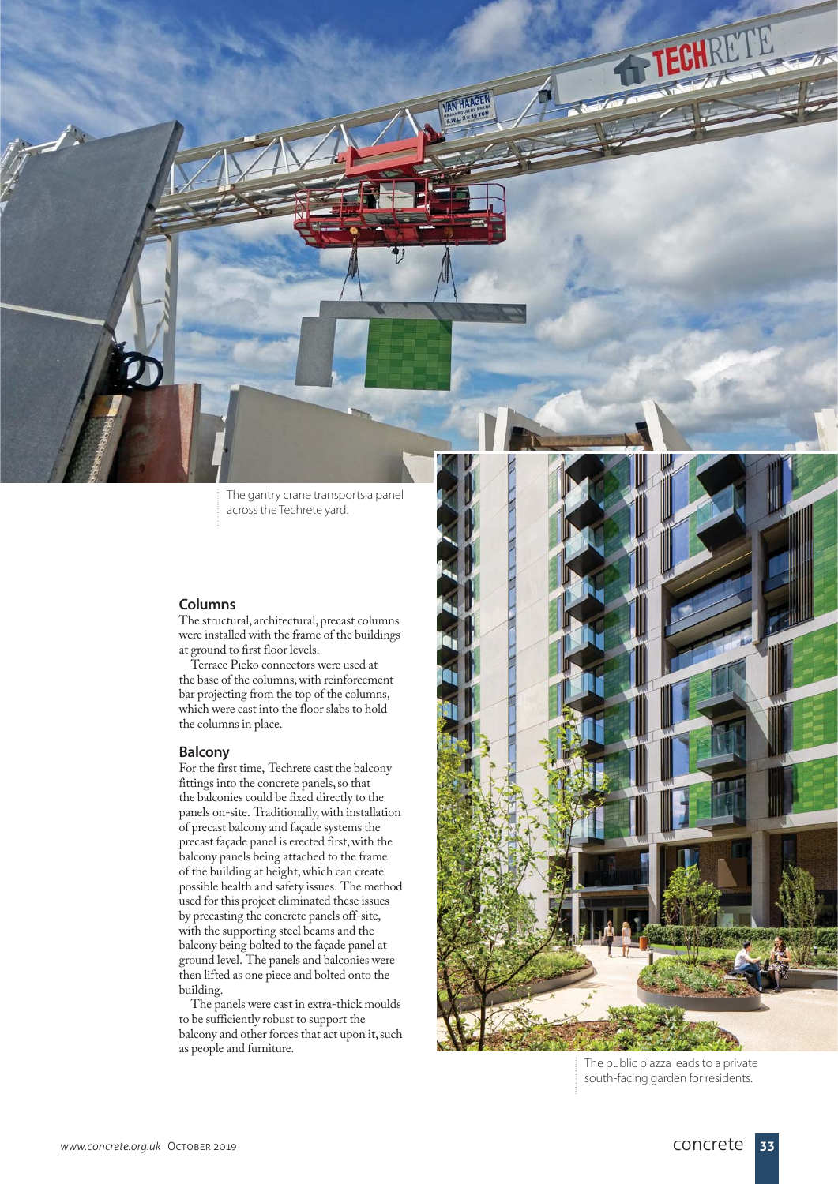The gantry crane transports a panel across the Techrete yard.

## Columns

The structural, architectural, precast columns were installed with the frame of the buildings at ground to first floor levels.

Terrace Pieko connectors were used at the base of the columns, with reinforcement bar projecting from the top of the columns, which were cast into the floor slabs to hold the columns in place.

## Balcony

For the first time, Techrete cast the balcony fittings into the concrete panels, so that the balconies could be fixed directly to the panels on-site. Traditionally, with installation of precast balcony and façade systems the precast façade panel is erected first, with the balcony panels being attached to the frame of the building at height, which can create possible health and safety issues. The method used for this project eliminated these issues by precasting the concrete panels off-site, with the supporting steel beams and the balcony being bolted to the façade panel at ground level. The panels and balconies were then lifted as one piece and bolted onto the building.

The panels were cast in extra-thick moulds to be sufficiently robust to support the balcony and other forces that act upon it, such as people and furniture.

The public piazza leads to a private south-facing garden for residents.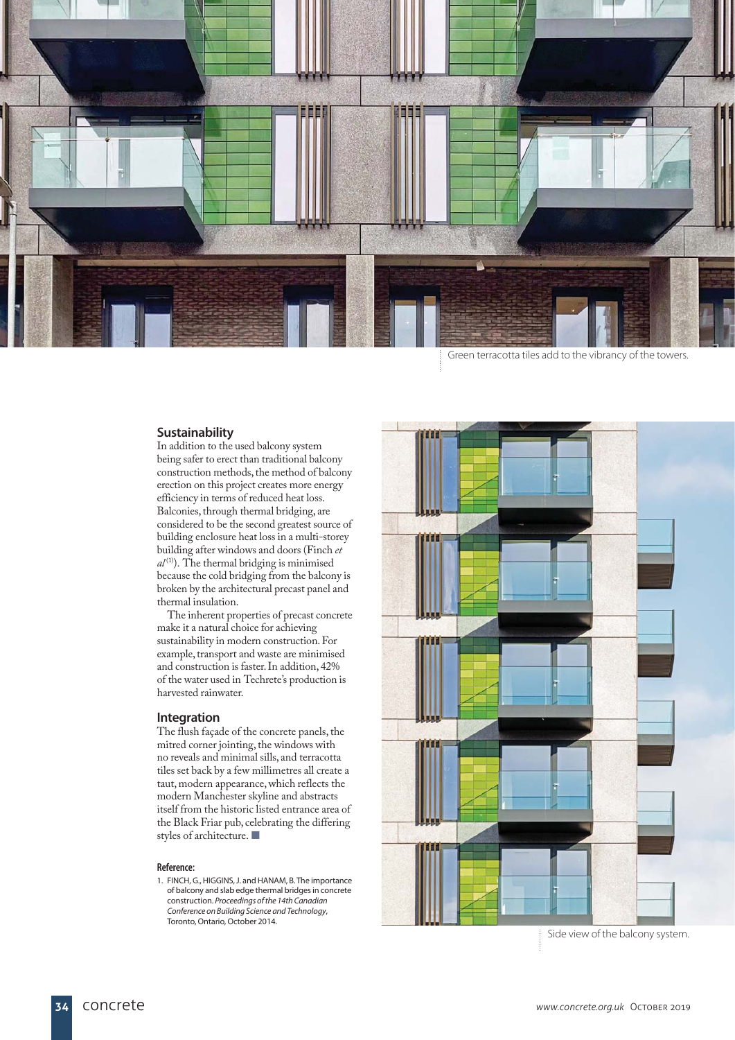Green terracotta tiles add to the vibrancy of the towers.

## Sustainability

In addition to the used balcony system being safer to erect than traditional balcony construction methods, the method of balcony erection on this project creates more energy efficiency in terms of reduced heat loss. Balconies, through thermal bridging, are considered to be the second greatest source of building enclosure heat loss in a multi-storey building after windows and doors (Finch *et al*[1]). The thermal bridging is minimised because the cold bridging from the balcony is broken by the architectural precast panel and thermal insulation.

The inherent properties of precast concrete make it a natural choice for achieving sustainability in modern construction. For example, transport and waste are minimised and construction is faster. In addition, 42% of the water used in Techrete's production is harvested rainwater.

## Integration

The flush façade of the concrete panels, the mitred corner jointing, the windows with no reveals and minimal sills, and terracotta tiles set back by a few millimetres all create a taut, modern appearance, which reflects the modern Manchester skyline and abstracts itself from the historic listed entrance area of the Black Friar pub, celebrating the differing styles of architecture. ■

**Reference:**

1. FINCH, G., HIGGINS, J. and HANAM, B. The importance of balcony and slab edge thermal bridges in concrete construction. *Proceedings of the 14th Canadian Conference on Building Science and Technology*, Toronto, Ontario, October 2014.

Side view of the balcony system.